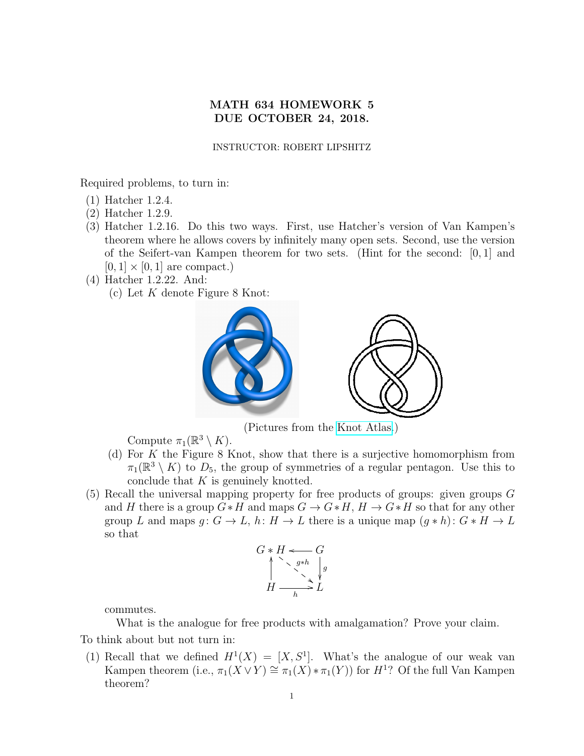# MATH 634 HOMEWORK 5
# DUE OCTOBER 24, 2018.

INSTRUCTOR: ROBERT LIPSHITZ

Required problems, to turn in:

(1) Hatcher 1.2.4.
(2) Hatcher 1.2.9.
(3) Hatcher 1.2.16. Do this two ways. First, use Hatcher's version of Van Kampen's theorem where he allows covers by infinitely many open sets. Second, use the version of the Seifert-van Kampen theorem for two sets. (Hint for the second: $[0, 1]$ and $[0, 1] \times [0, 1]$ are compact.)
(4) Hatcher 1.2.22. And:
   (c) Let $K$ denote Figure 8 Knot:

   (Pictures from the Knot Atlas.)

   Compute $\pi_1(\mathbb{R}^3 \setminus K)$.

   (d) For $K$ the Figure 8 Knot, show that there is a surjective homomorphism from $\pi_1(\mathbb{R}^3 \setminus K)$ to $D_5$, the group of symmetries of a regular pentagon. Use this to conclude that $K$ is genuinely knotted.
(5) Recall the universal mapping property for free products of groups: given groups $G$ and $H$ there is a group $G * H$ and maps $G \to G * H$, $H \to G * H$ so that for any other group $L$ and maps $g: G \to L$, $h: H \to L$ there is a unique map $(g * h): G * H \to L$ so that

$$\begin{array}{ccc} G * H & \longleftarrow & G \\ \uparrow & \searrow^{g*h} & \downarrow g \\ H & \xrightarrow{h} & L \end{array}$$

   commutes.

   What is the analogue for free products with amalgamation? Prove your claim.

To think about but not turn in:

(1) Recall that we defined $H^1(X) = [X, S^1]$. What's the analogue of our weak van Kampen theorem (i.e., $\pi_1(X \vee Y) \cong \pi_1(X) * \pi_1(Y)$) for $H^1$? Of the full Van Kampen theorem?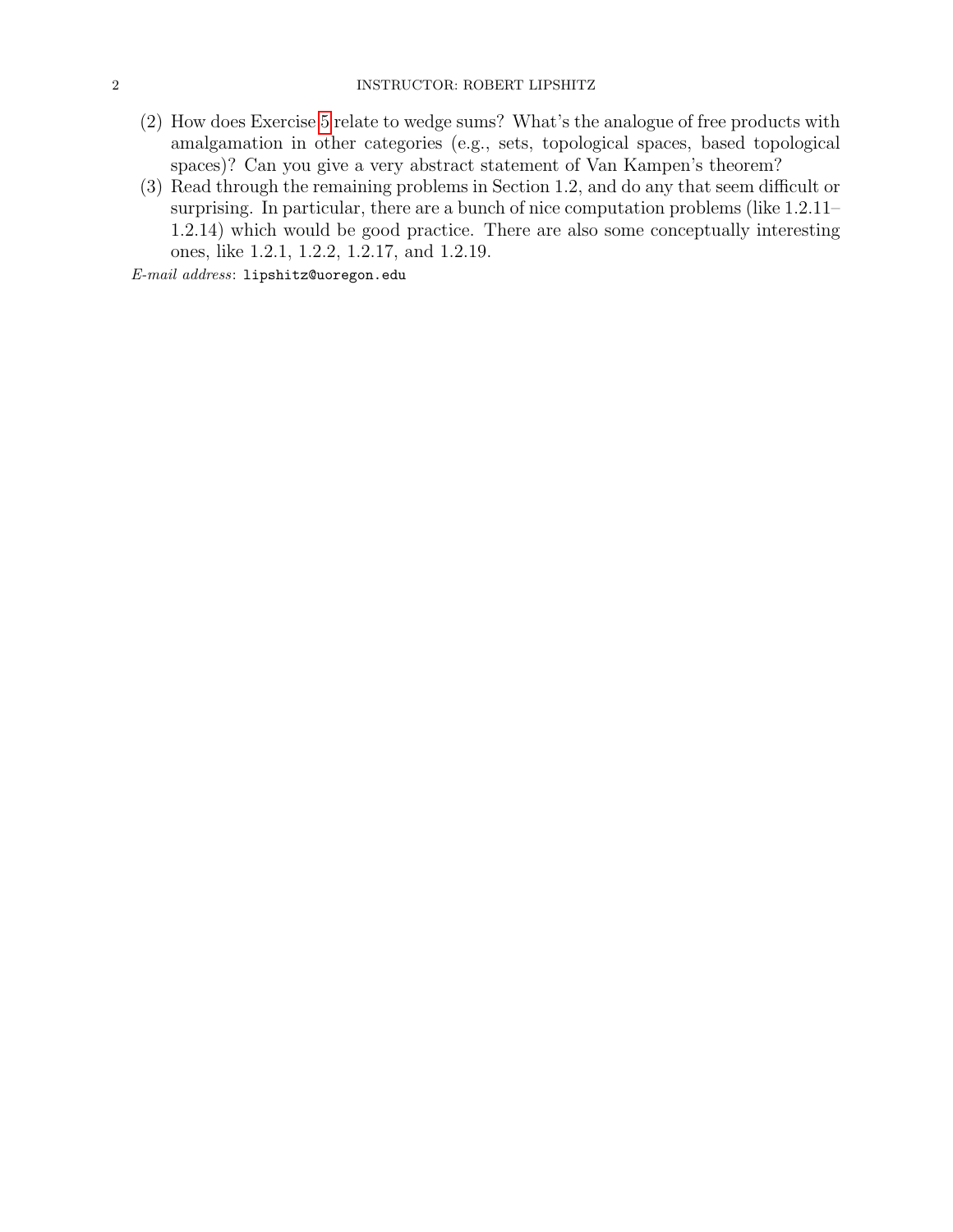(2) How does Exercise 5 relate to wedge sums? What's the analogue of free products with amalgamation in other categories (e.g., sets, topological spaces, based topological spaces)? Can you give a very abstract statement of Van Kampen's theorem?

(3) Read through the remaining problems in Section 1.2, and do any that seem difficult or surprising. In particular, there are a bunch of nice computation problems (like 1.2.11–1.2.14) which would be good practice. There are also some conceptually interesting ones, like 1.2.1, 1.2.2, 1.2.17, and 1.2.19.

*E-mail address*: `lipshitz@uoregon.edu`